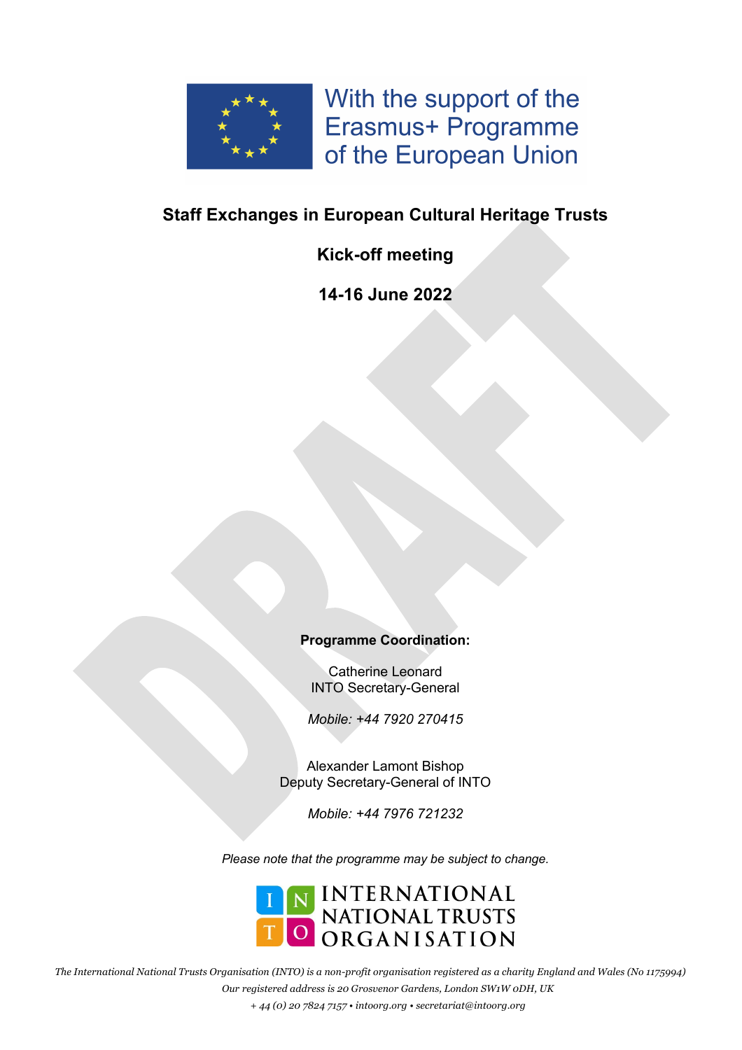With the support of the Erasmus+ Programme of the European Union

# Staff Exchanges in European Cultural Heritage Trusts

## Kick-off meeting

## 14-16 June 2022

DRAFT

**Programme Coordination:**

Catherine Leonard
INTO Secretary-General

*Mobile: +44 7920 270415*

Alexander Lamont Bishop
Deputy Secretary-General of INTO

*Mobile: +44 7976 721232*

*Please note that the programme may be subject to change.*

INTERNATIONAL NATIONAL TRUSTS ORGANISATION

*The International National Trusts Organisation (INTO) is a non-profit organisation registered as a charity England and Wales (No 1175994)*
*Our registered address is 20 Grosvenor Gardens, London SW1W 0DH, UK*
*+ 44 (0) 20 7824 7157 • intoorg.org • secretariat@intoorg.org*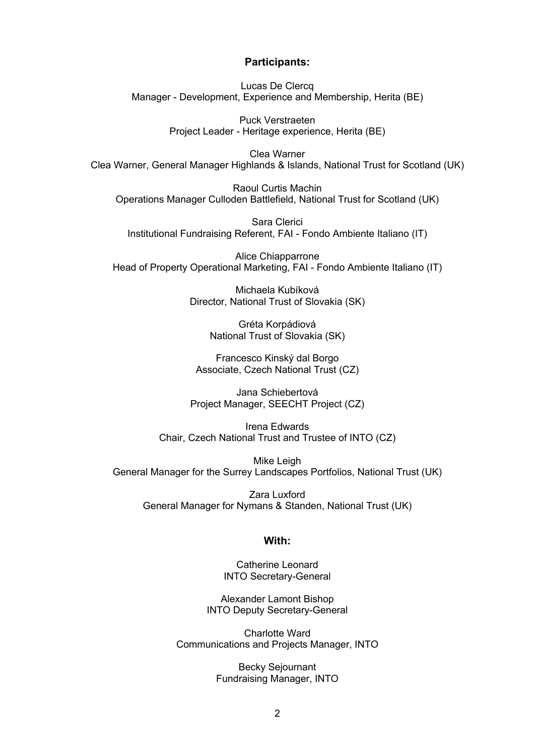**Participants:**

Lucas De Clercq
Manager - Development, Experience and Membership, Herita (BE)

Puck Verstraeten
Project Leader - Heritage experience, Herita (BE)

Clea Warner
Clea Warner, General Manager Highlands & Islands, National Trust for Scotland (UK)

Raoul Curtis Machin
Operations Manager Culloden Battlefield, National Trust for Scotland (UK)

Sara Clerici
Institutional Fundraising Referent, FAI - Fondo Ambiente Italiano (IT)

Alice Chiapparrone
Head of Property Operational Marketing, FAI - Fondo Ambiente Italiano (IT)

Michaela Kubíková
Director, National Trust of Slovakia (SK)

Gréta Korpádiová
National Trust of Slovakia (SK)

Francesco Kinský dal Borgo
Associate, Czech National Trust (CZ)

Jana Schiebertová
Project Manager, SEECHT Project (CZ)

Irena Edwards
Chair, Czech National Trust and Trustee of INTO (CZ)

Mike Leigh
General Manager for the Surrey Landscapes Portfolios, National Trust (UK)

Zara Luxford
General Manager for Nymans & Standen, National Trust (UK)

**With:**

Catherine Leonard
INTO Secretary-General

Alexander Lamont Bishop
INTO Deputy Secretary-General

Charlotte Ward
Communications and Projects Manager, INTO

Becky Sejournant
Fundraising Manager, INTO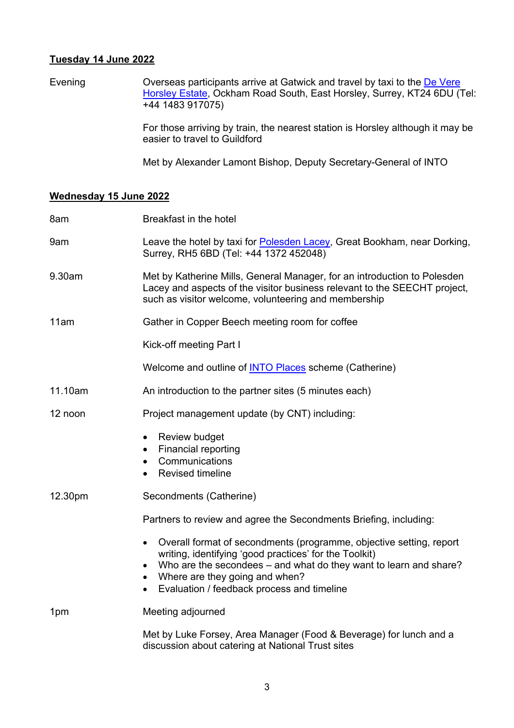**Tuesday 14 June 2022**

| | |
|---|---|
| Evening | Overseas participants arrive at Gatwick and travel by taxi to the [De Vere Horsley Estate](), Ockham Road South, East Horsley, Surrey, KT24 6DU (Tel: +44 1483 917075)<br><br>For those arriving by train, the nearest station is Horsley although it may be easier to travel to Guildford<br><br>Met by Alexander Lamont Bishop, Deputy Secretary-General of INTO |

**Wednesday 15 June 2022**

| | |
|---|---|
| 8am | Breakfast in the hotel |
| 9am | Leave the hotel by taxi for [Polesden Lacey](), Great Bookham, near Dorking, Surrey, RH5 6BD (Tel: +44 1372 452048) |
| 9.30am | Met by Katherine Mills, General Manager, for an introduction to Polesden Lacey and aspects of the visitor business relevant to the SEECHT project, such as visitor welcome, volunteering and membership |
| 11am | Gather in Copper Beech meeting room for coffee<br><br>Kick-off meeting Part I<br><br>Welcome and outline of [INTO Places]() scheme (Catherine) |
| 11.10am | An introduction to the partner sites (5 minutes each) |
| 12 noon | Project management update (by CNT) including:<br>• Review budget<br>• Financial reporting<br>• Communications<br>• Revised timeline |
| 12.30pm | Secondments (Catherine)<br><br>Partners to review and agree the Secondments Briefing, including:<br>• Overall format of secondments (programme, objective setting, report writing, identifying 'good practices' for the Toolkit)<br>• Who are the secondees – and what do they want to learn and share?<br>• Where are they going and when?<br>• Evaluation / feedback process and timeline |
| 1pm | Meeting adjourned<br><br>Met by Luke Forsey, Area Manager (Food & Beverage) for lunch and a discussion about catering at National Trust sites |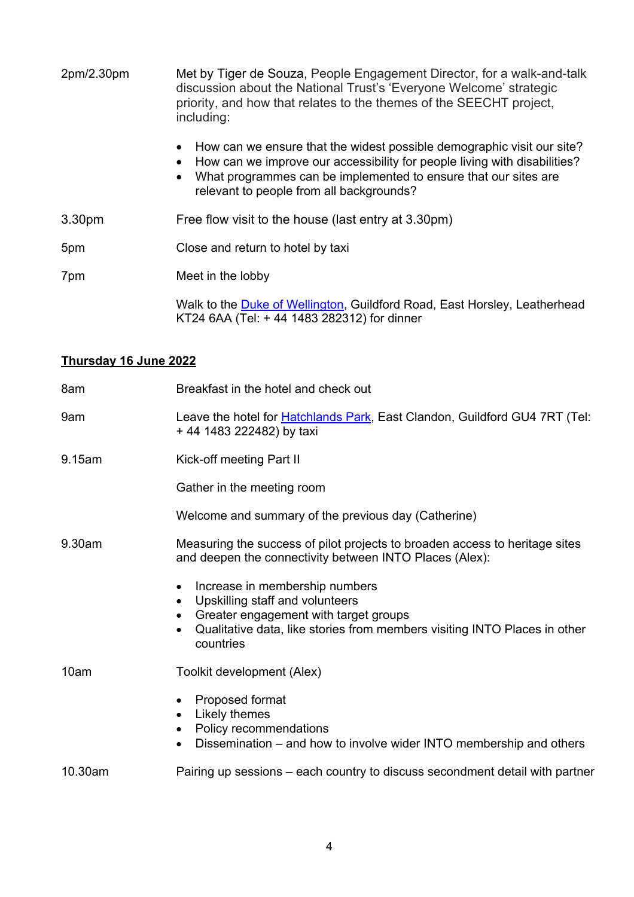| | |
|---|---|
| 2pm/2.30pm | Met by Tiger de Souza, People Engagement Director, for a walk-and-talk discussion about the National Trust's 'Everyone Welcome' strategic priority, and how that relates to the themes of the SEECHT project, including:<br><br>• How can we ensure that the widest possible demographic visit our site?<br>• How can we improve our accessibility for people living with disabilities?<br>• What programmes can be implemented to ensure that our sites are relevant to people from all backgrounds? |
| 3.30pm | Free flow visit to the house (last entry at 3.30pm) |
| 5pm | Close and return to hotel by taxi |
| 7pm | Meet in the lobby<br><br>Walk to the Duke of Wellington, Guildford Road, East Horsley, Leatherhead KT24 6AA (Tel: + 44 1483 282312) for dinner |

**Thursday 16 June 2022**

| | |
|---|---|
| 8am | Breakfast in the hotel and check out |
| 9am | Leave the hotel for Hatchlands Park, East Clandon, Guildford GU4 7RT (Tel: + 44 1483 222482) by taxi |
| 9.15am | Kick-off meeting Part II<br><br>Gather in the meeting room<br><br>Welcome and summary of the previous day (Catherine) |
| 9.30am | Measuring the success of pilot projects to broaden access to heritage sites and deepen the connectivity between INTO Places (Alex):<br><br>• Increase in membership numbers<br>• Upskilling staff and volunteers<br>• Greater engagement with target groups<br>• Qualitative data, like stories from members visiting INTO Places in other countries |
| 10am | Toolkit development (Alex)<br><br>• Proposed format<br>• Likely themes<br>• Policy recommendations<br>• Dissemination – and how to involve wider INTO membership and others |
| 10.30am | Pairing up sessions – each country to discuss secondment detail with partner |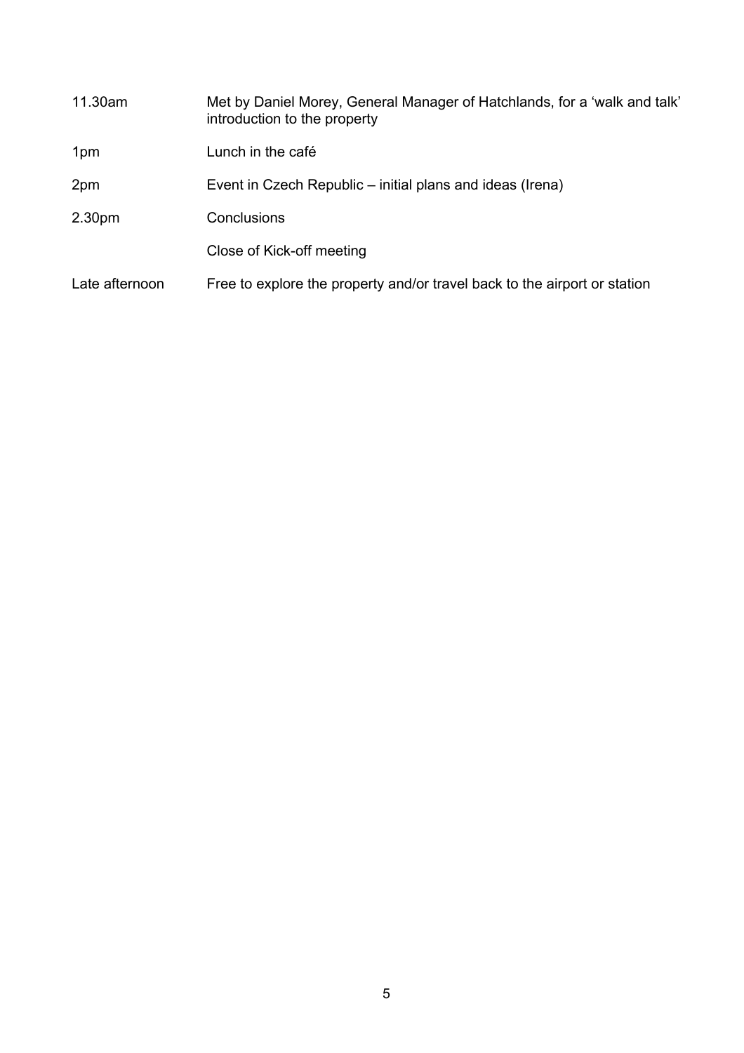| | |
|---|---|
| 11.30am | Met by Daniel Morey, General Manager of Hatchlands, for a 'walk and talk' introduction to the property |
| 1pm | Lunch in the café |
| 2pm | Event in Czech Republic – initial plans and ideas (Irena) |
| 2.30pm | Conclusions |
| | Close of Kick-off meeting |
| Late afternoon | Free to explore the property and/or travel back to the airport or station |